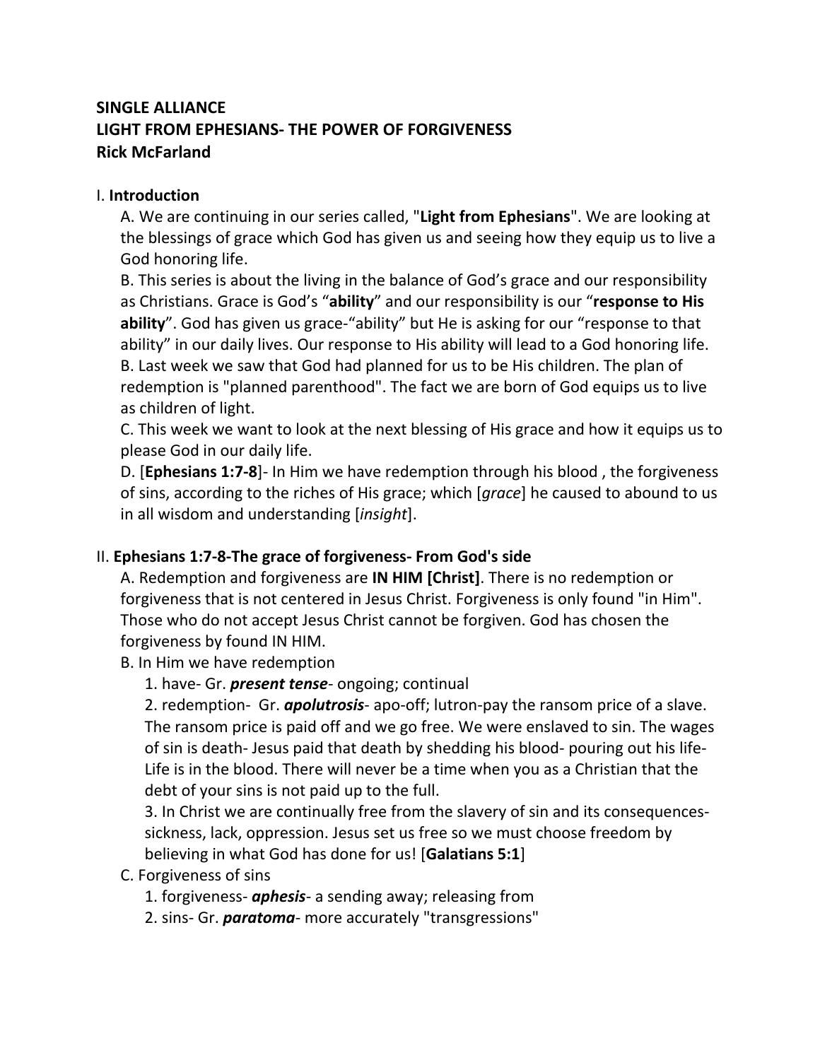**SINGLE ALLIANCE**
**LIGHT FROM EPHESIANS- THE POWER OF FORGIVENESS**
**Rick McFarland**

I. **Introduction**

A. We are continuing in our series called, "**Light from Ephesians**". We are looking at the blessings of grace which God has given us and seeing how they equip us to live a God honoring life.
B. This series is about the living in the balance of God's grace and our responsibility as Christians. Grace is God's "**ability**" and our responsibility is our "**response to His ability**". God has given us grace-"ability" but He is asking for our "response to that ability" in our daily lives. Our response to His ability will lead to a God honoring life.
B. Last week we saw that God had planned for us to be His children. The plan of redemption is "planned parenthood". The fact we are born of God equips us to live as children of light.
C. This week we want to look at the next blessing of His grace and how it equips us to please God in our daily life.
D. [**Ephesians 1:7-8**]- In Him we have redemption through his blood , the forgiveness of sins, according to the riches of His grace; which [*grace*] he caused to abound to us in all wisdom and understanding [*insight*].

II. **Ephesians 1:7-8-The grace of forgiveness- From God's side**

A. Redemption and forgiveness are **IN HIM [Christ]**. There is no redemption or forgiveness that is not centered in Jesus Christ. Forgiveness is only found "in Him". Those who do not accept Jesus Christ cannot be forgiven. God has chosen the forgiveness by found IN HIM.
B. In Him we have redemption
1. have- Gr. ***present tense***- ongoing; continual
2. redemption- Gr. ***apolutrosis***- apo-off; lutron-pay the ransom price of a slave. The ransom price is paid off and we go free. We were enslaved to sin. The wages of sin is death- Jesus paid that death by shedding his blood- pouring out his life- Life is in the blood. There will never be a time when you as a Christian that the debt of your sins is not paid up to the full.
3. In Christ we are continually free from the slavery of sin and its consequences- sickness, lack, oppression. Jesus set us free so we must choose freedom by believing in what God has done for us! [**Galatians 5:1**]
C. Forgiveness of sins
1. forgiveness- ***aphesis***- a sending away; releasing from
2. sins- Gr. ***paratoma***- more accurately "transgressions"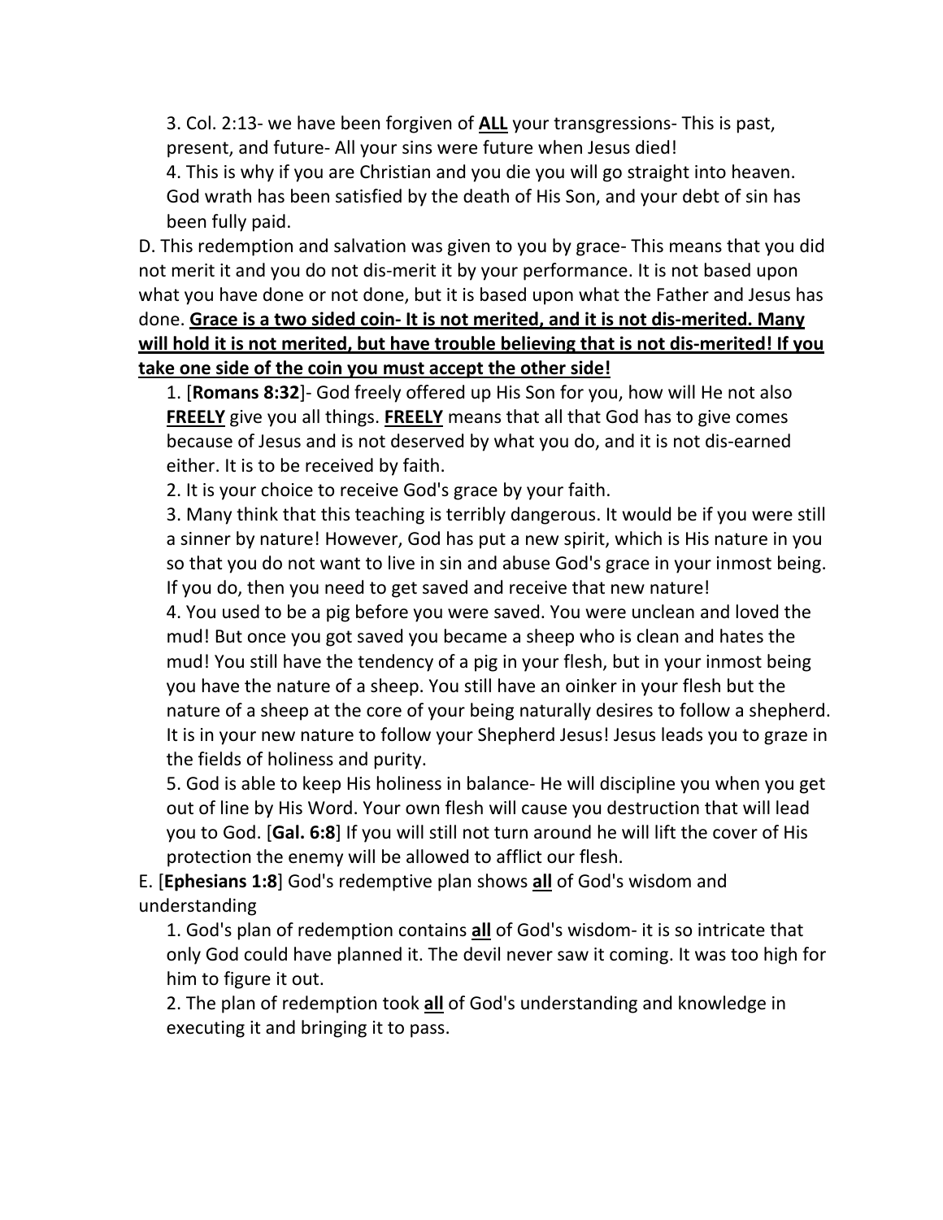3. Col. 2:13- we have been forgiven of <u>**ALL**</u> your transgressions- This is past, present, and future- All your sins were future when Jesus died!

4. This is why if you are Christian and you die you will go straight into heaven. God wrath has been satisfied by the death of His Son, and your debt of sin has been fully paid.

D. This redemption and salvation was given to you by grace- This means that you did not merit it and you do not dis-merit it by your performance. It is not based upon what you have done or not done, but it is based upon what the Father and Jesus has done. <u>**Grace is a two sided coin- It is not merited, and it is not dis-merited. Many will hold it is not merited, but have trouble believing that is not dis-merited! If you take one side of the coin you must accept the other side!**</u>

1. [**Romans 8:32**]- God freely offered up His Son for you, how will He not also <u>**FREELY**</u> give you all things. <u>**FREELY**</u> means that all that God has to give comes because of Jesus and is not deserved by what you do, and it is not dis-earned either. It is to be received by faith.

2. It is your choice to receive God's grace by your faith.

3. Many think that this teaching is terribly dangerous. It would be if you were still a sinner by nature! However, God has put a new spirit, which is His nature in you so that you do not want to live in sin and abuse God's grace in your inmost being. If you do, then you need to get saved and receive that new nature!

4. You used to be a pig before you were saved. You were unclean and loved the mud! But once you got saved you became a sheep who is clean and hates the mud! You still have the tendency of a pig in your flesh, but in your inmost being you have the nature of a sheep. You still have an oinker in your flesh but the nature of a sheep at the core of your being naturally desires to follow a shepherd. It is in your new nature to follow your Shepherd Jesus! Jesus leads you to graze in the fields of holiness and purity.

5. God is able to keep His holiness in balance- He will discipline you when you get out of line by His Word. Your own flesh will cause you destruction that will lead you to God. [**Gal. 6:8**] If you will still not turn around he will lift the cover of His protection the enemy will be allowed to afflict our flesh.

E. [**Ephesians 1:8**] God's redemptive plan shows <u>**all**</u> of God's wisdom and understanding

1. God's plan of redemption contains <u>**all**</u> of God's wisdom- it is so intricate that only God could have planned it. The devil never saw it coming. It was too high for him to figure it out.

2. The plan of redemption took <u>**all**</u> of God's understanding and knowledge in executing it and bringing it to pass.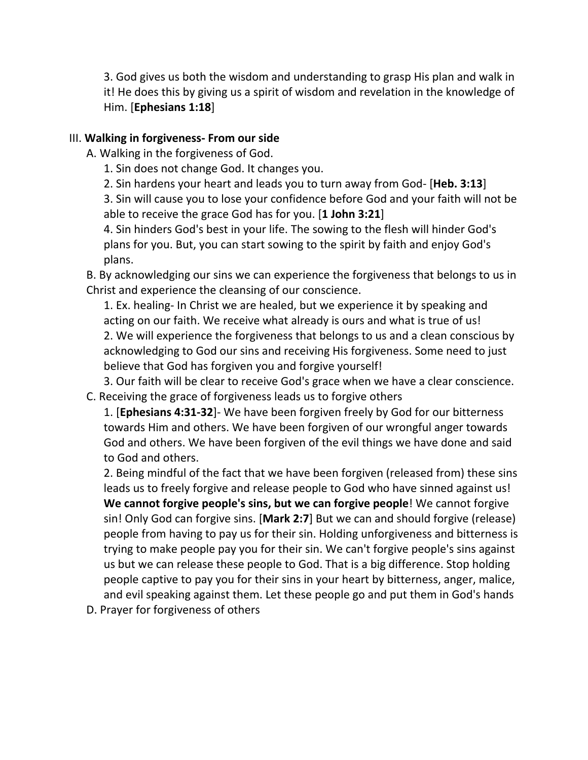3. God gives us both the wisdom and understanding to grasp His plan and walk in it! He does this by giving us a spirit of wisdom and revelation in the knowledge of Him. [**Ephesians 1:18**]

III. **Walking in forgiveness- From our side**

A. Walking in the forgiveness of God.

1. Sin does not change God. It changes you.

2. Sin hardens your heart and leads you to turn away from God- [**Heb. 3:13**]

3. Sin will cause you to lose your confidence before God and your faith will not be able to receive the grace God has for you. [**1 John 3:21**]

4. Sin hinders God's best in your life. The sowing to the flesh will hinder God's plans for you. But, you can start sowing to the spirit by faith and enjoy God's plans.

B. By acknowledging our sins we can experience the forgiveness that belongs to us in Christ and experience the cleansing of our conscience.

1. Ex. healing- In Christ we are healed, but we experience it by speaking and acting on our faith. We receive what already is ours and what is true of us!

2. We will experience the forgiveness that belongs to us and a clean conscious by acknowledging to God our sins and receiving His forgiveness. Some need to just believe that God has forgiven you and forgive yourself!

3. Our faith will be clear to receive God's grace when we have a clear conscience.

C. Receiving the grace of forgiveness leads us to forgive others

1. [**Ephesians 4:31-32**]- We have been forgiven freely by God for our bitterness towards Him and others. We have been forgiven of our wrongful anger towards God and others. We have been forgiven of the evil things we have done and said to God and others.

2. Being mindful of the fact that we have been forgiven (released from) these sins leads us to freely forgive and release people to God who have sinned against us! **We cannot forgive people's sins, but we can forgive people**! We cannot forgive sin! Only God can forgive sins. [**Mark 2:7**] But we can and should forgive (release) people from having to pay us for their sin. Holding unforgiveness and bitterness is trying to make people pay you for their sin. We can't forgive people's sins against us but we can release these people to God. That is a big difference. Stop holding people captive to pay you for their sins in your heart by bitterness, anger, malice, and evil speaking against them. Let these people go and put them in God's hands

D. Prayer for forgiveness of others